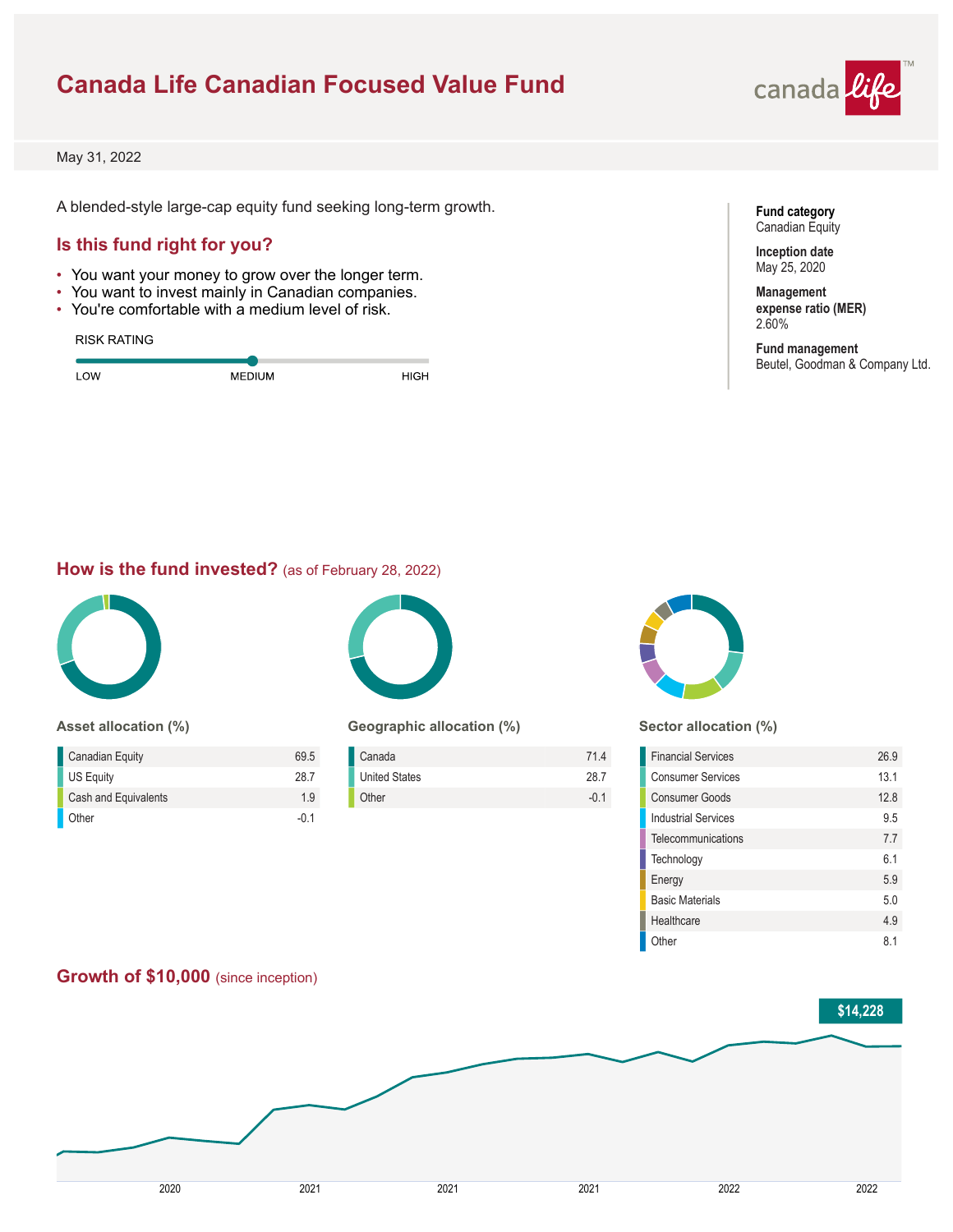# Canada Life Canadian Focused Value Fund

May 31, 2022

A blended-style large-cap equity fund seeking long-term growth.

## Is this fund right for you?

- You want your money to grow over the longer term.
- You want to invest mainly in Canadian companies.
- You're comfortable with a medium level of risk.

RISK RATING

LOW — MEDIUM — HIGH

**Fund category**
Canadian Equity

**Inception date**
May 25, 2020

**Management expense ratio (MER)**
2.60%

**Fund management**
Beutel, Goodman & Company Ltd.

## How is the fund invested? (as of February 28, 2022)

### Asset allocation (%)

| Asset | % |
|---|---|
| Canadian Equity | 69.5 |
| US Equity | 28.7 |
| Cash and Equivalents | 1.9 |
| Other | -0.1 |

### Geographic allocation (%)

| Region | % |
|---|---|
| Canada | 71.4 |
| United States | 28.7 |
| Other | -0.1 |

### Sector allocation (%)

| Sector | % |
|---|---|
| Financial Services | 26.9 |
| Consumer Services | 13.1 |
| Consumer Goods | 12.8 |
| Industrial Services | 9.5 |
| Telecommunications | 7.7 |
| Technology | 6.1 |
| Energy | 5.9 |
| Basic Materials | 5.0 |
| Healthcare | 4.9 |
| Other | 8.1 |

## Growth of $10,000 (since inception)

$14,228

2020 2021 2021 2021 2022 2022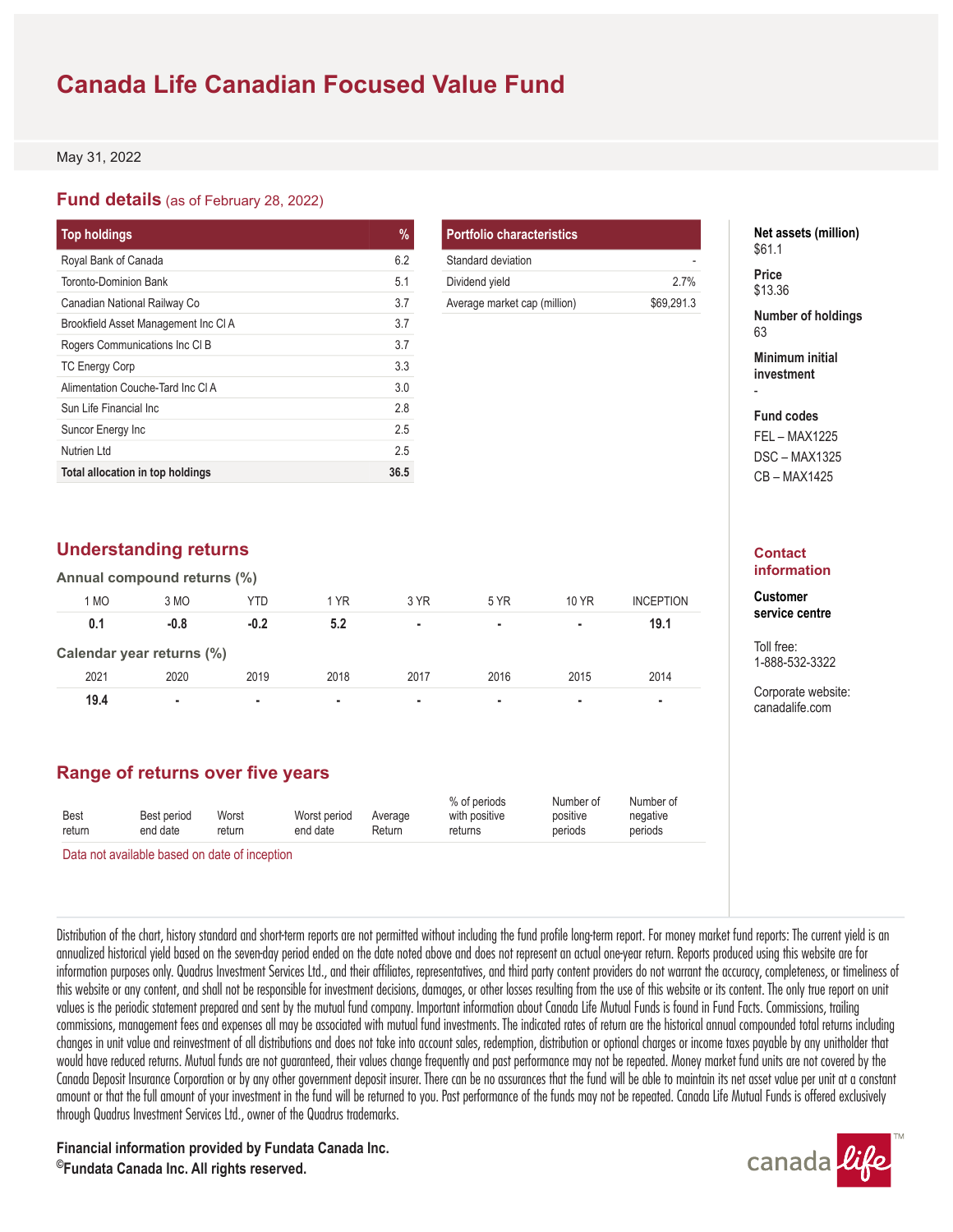# Canada Life Canadian Focused Value Fund

May 31, 2022

## Fund details (as of February 28, 2022)

| Top holdings | % |
|---|---|
| Royal Bank of Canada | 6.2 |
| Toronto-Dominion Bank | 5.1 |
| Canadian National Railway Co | 3.7 |
| Brookfield Asset Management Inc Cl A | 3.7 |
| Rogers Communications Inc Cl B | 3.7 |
| TC Energy Corp | 3.3 |
| Alimentation Couche-Tard Inc Cl A | 3.0 |
| Sun Life Financial Inc | 2.8 |
| Suncor Energy Inc | 2.5 |
| Nutrien Ltd | 2.5 |
| **Total allocation in top holdings** | **36.5** |

| Portfolio characteristics | |
|---|---|
| Standard deviation | - |
| Dividend yield | 2.7% |
| Average market cap (million) | $69,291.3 |

**Net assets (million)**
$61.1

**Price**
$13.36

**Number of holdings**
63

**Minimum initial investment**
-

**Fund codes**
FEL – MAX1225
DSC – MAX1325
CB – MAX1425

## Understanding returns

### Annual compound returns (%)

| 1 MO | 3 MO | YTD | 1 YR | 3 YR | 5 YR | 10 YR | INCEPTION |
|---|---|---|---|---|---|---|---|
| **0.1** | **-0.8** | **-0.2** | **5.2** | **-** | **-** | **-** | **19.1** |

### Calendar year returns (%)

| 2021 | 2020 | 2019 | 2018 | 2017 | 2016 | 2015 | 2014 |
|---|---|---|---|---|---|---|---|
| **19.4** | **-** | **-** | **-** | **-** | **-** | **-** | **-** |

## Range of returns over five years

| Best return | Best period end date | Worst return | Worst period end date | Average Return | % of periods with positive returns | Number of positive periods | Number of negative periods |
|---|---|---|---|---|---|---|---|
| Data not available based on date of inception | | | | | | | |

## Contact information

**Customer service centre**

Toll free:
1-888-532-3322

Corporate website:
canadalife.com

Distribution of the chart, history standard and short-term reports are not permitted without including the fund profile long-term report. For money market fund reports: The current yield is an annualized historical yield based on the seven-day period ended on the date noted above and does not represent an actual one-year return. Reports produced using this website are for information purposes only. Quadrus Investment Services Ltd., and their affiliates, representatives, and third party content providers do not warrant the accuracy, completeness, or timeliness of this website or any content, and shall not be responsible for investment decisions, damages, or other losses resulting from the use of this website or its content. The only true report on unit values is the periodic statement prepared and sent by the mutual fund company. Important information about Canada Life Mutual Funds is found in Fund Facts. Commissions, trailing commissions, management fees and expenses all may be associated with mutual fund investments. The indicated rates of return are the historical annual compounded total returns including changes in unit value and reinvestment of all distributions and does not take into account sales, redemption, distribution or optional charges or income taxes payable by any unitholder that would have reduced returns. Mutual funds are not guaranteed, their values change frequently and past performance may not be repeated. Money market fund units are not covered by the Canada Deposit Insurance Corporation or by any other government deposit insurer. There can be no assurances that the fund will be able to maintain its net asset value per unit at a constant amount or that the full amount of your investment in the fund will be returned to you. Past performance of the funds may not be repeated. Canada Life Mutual Funds is offered exclusively through Quadrus Investment Services Ltd., owner of the Quadrus trademarks.

**Financial information provided by Fundata Canada Inc.**
**©Fundata Canada Inc. All rights reserved.**

canada life™